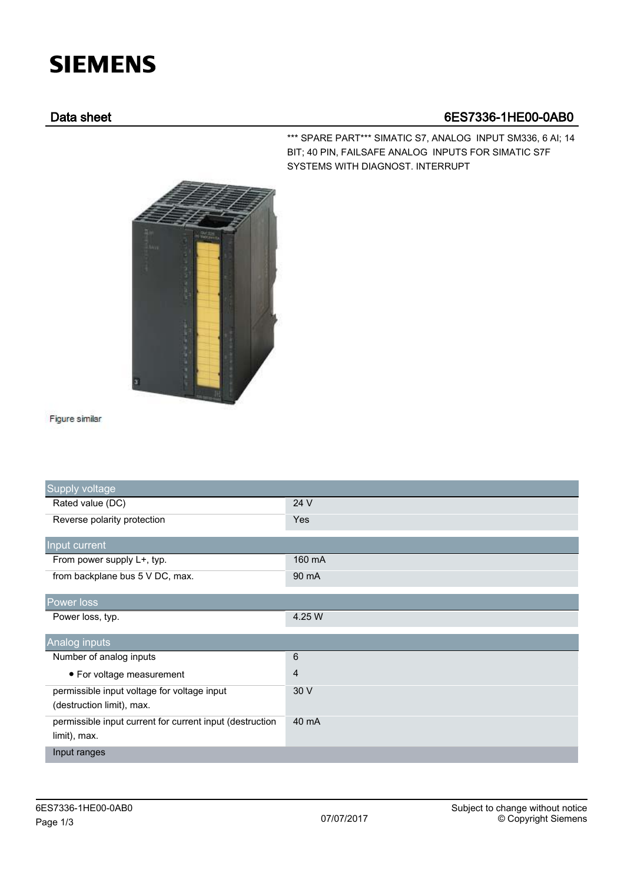# SIEMENS

## Data sheet 6ES7336-1HE00-0AB0

*** SPARE PART*** SIMATIC S7, ANALOG INPUT SM336, 6 AI; 14 BIT; 40 PIN, FAILSAFE ANALOG INPUTS FOR SIMATIC S7F SYSTEMS WITH DIAGNOST. INTERRUPT

Figure similar

| Supply voltage | |
|---|---|
| Rated value (DC) | 24 V |
| Reverse polarity protection | Yes |
| **Input current** | |
| From power supply L+, typ. | 160 mA |
| from backplane bus 5 V DC, max. | 90 mA |
| **Power loss** | |
| Power loss, typ. | 4.25 W |
| **Analog inputs** | |
| Number of analog inputs | 6 |
| • For voltage measurement | 4 |
| permissible input voltage for voltage input (destruction limit), max. | 30 V |
| permissible input current for current input (destruction limit), max. | 40 mA |
| Input ranges | |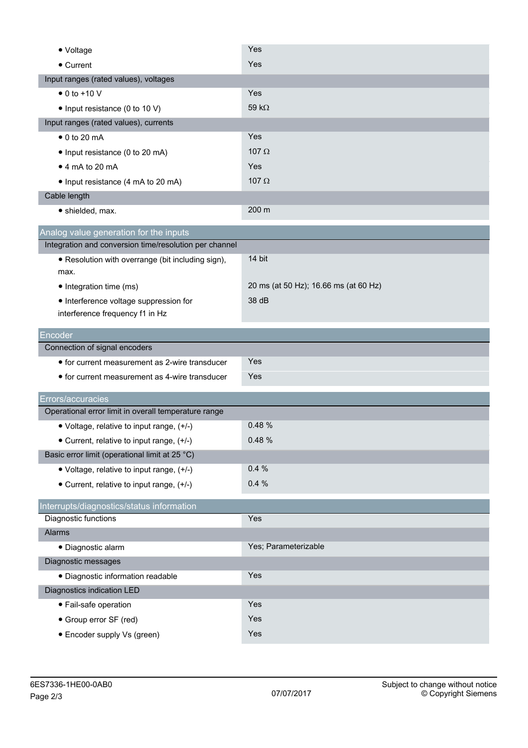| | |
|---|---|
| • Voltage | Yes |
| • Current | Yes |
| **Input ranges (rated values), voltages** | |
| • 0 to +10 V | Yes |
| • Input resistance (0 to 10 V) | 59 kΩ |
| **Input ranges (rated values), currents** | |
| • 0 to 20 mA | Yes |
| • Input resistance (0 to 20 mA) | 107 Ω |
| • 4 mA to 20 mA | Yes |
| • Input resistance (4 mA to 20 mA) | 107 Ω |
| **Cable length** | |
| • shielded, max. | 200 m |

## Analog value generation for the inputs

| | |
|---|---|
| **Integration and conversion time/resolution per channel** | |
| • Resolution with overrange (bit including sign), max. | 14 bit |
| • Integration time (ms) | 20 ms (at 50 Hz); 16.66 ms (at 60 Hz) |
| • Interference voltage suppression for interference frequency f1 in Hz | 38 dB |

## Encoder

| | |
|---|---|
| **Connection of signal encoders** | |
| • for current measurement as 2-wire transducer | Yes |
| • for current measurement as 4-wire transducer | Yes |

## Errors/accuracies

| | |
|---|---|
| **Operational error limit in overall temperature range** | |
| • Voltage, relative to input range, (+/-) | 0.48 % |
| • Current, relative to input range, (+/-) | 0.48 % |
| **Basic error limit (operational limit at 25 °C)** | |
| • Voltage, relative to input range, (+/-) | 0.4 % |
| • Current, relative to input range, (+/-) | 0.4 % |

## Interrupts/diagnostics/status information

| | |
|---|---|
| Diagnostic functions | Yes |
| **Alarms** | |
| • Diagnostic alarm | Yes; Parameterizable |
| **Diagnostic messages** | |
| • Diagnostic information readable | Yes |
| **Diagnostics indication LED** | |
| • Fail-safe operation | Yes |
| • Group error SF (red) | Yes |
| • Encoder supply Vs (green) | Yes |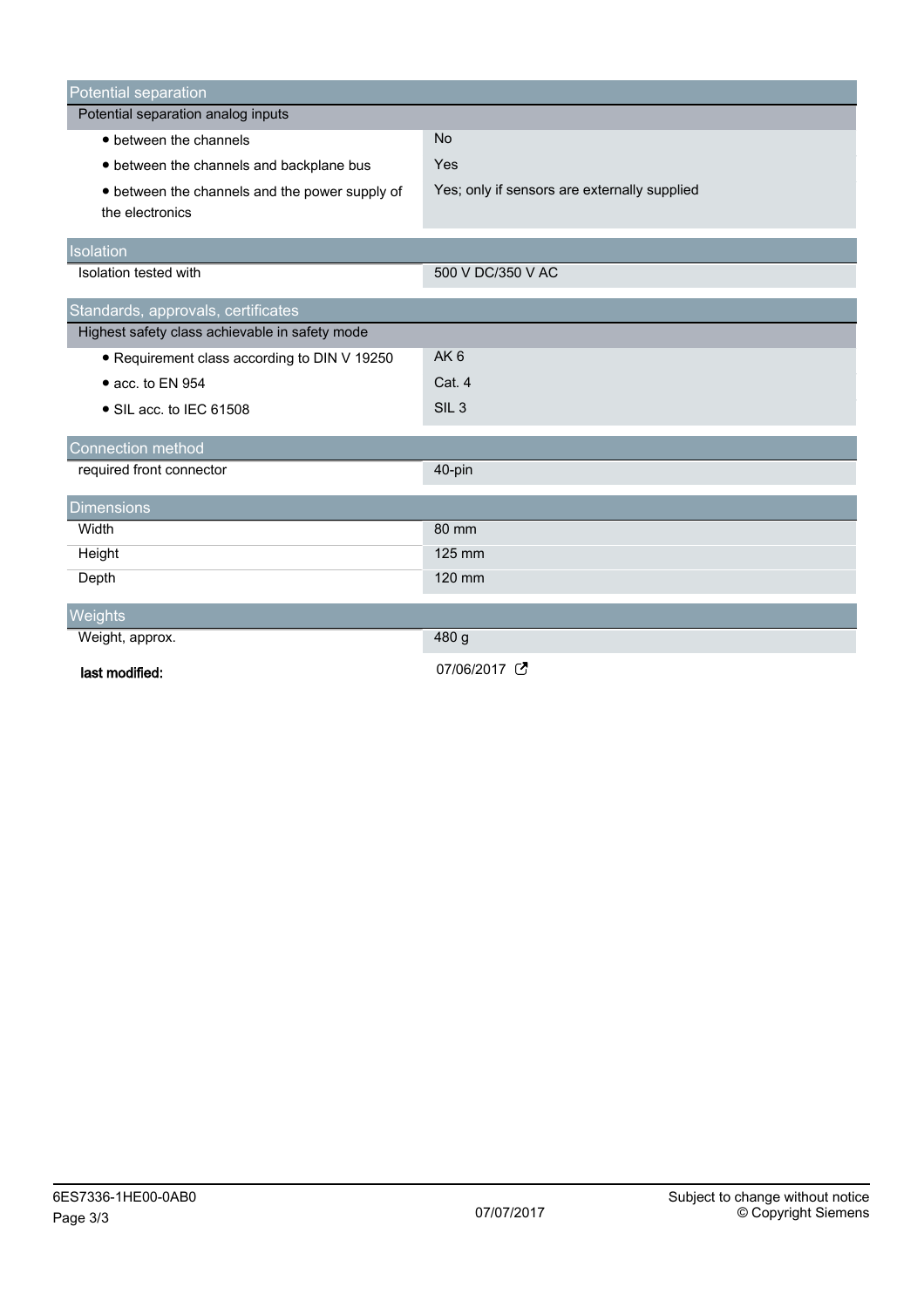| Potential separation | |
|---|---|
| Potential separation analog inputs | |
| • between the channels | No |
| • between the channels and backplane bus | Yes |
| • between the channels and the power supply of the electronics | Yes; only if sensors are externally supplied |

| Isolation | |
|---|---|
| Isolation tested with | 500 V DC/350 V AC |

| Standards, approvals, certificates | |
|---|---|
| Highest safety class achievable in safety mode | |
| • Requirement class according to DIN V 19250 | AK 6 |
| • acc. to EN 954 | Cat. 4 |
| • SIL acc. to IEC 61508 | SIL 3 |

| Connection method | |
|---|---|
| required front connector | 40-pin |

| Dimensions | |
|---|---|
| Width | 80 mm |
| Height | 125 mm |
| Depth | 120 mm |

| Weights | |
|---|---|
| Weight, approx. | 480 g |

**last modified:** 07/06/2017

6ES7336-1HE00-0AB0

Subject to change without notice
© Copyright Siemens